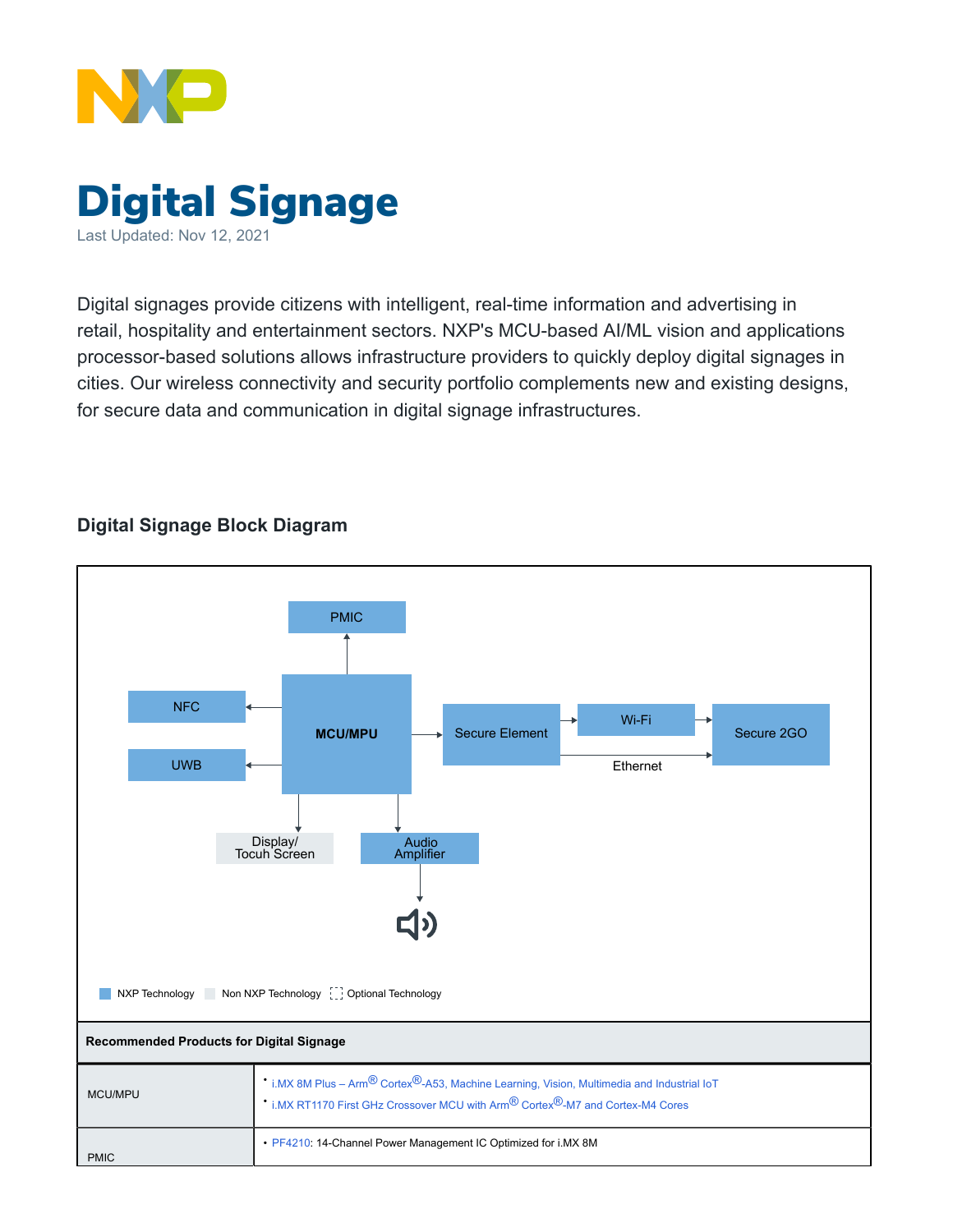# Digital Signage

Last Updated: Nov 12, 2021

Digital signages provide citizens with intelligent, real-time information and advertising in retail, hospitality and entertainment sectors. NXP's MCU-based AI/ML vision and applications processor-based solutions allows infrastructure providers to quickly deploy digital signages in cities. Our wireless connectivity and security portfolio complements new and existing designs, for secure data and communication in digital signage infrastructures.

## Digital Signage Block Diagram

PMIC

NFC

UWB

MCU/MPU

Secure Element

Wi-Fi

Ethernet

Secure 2GO

Display/ Tocuh Screen

Audio Amplifier

NXP Technology   Non NXP Technology   Optional Technology

| Recommended Products for Digital Signage | |
|---|---|
| MCU/MPU | • i.MX 8M Plus – Arm® Cortex®-A53, Machine Learning, Vision, Multimedia and Industrial IoT<br>• i.MX RT1170 First GHz Crossover MCU with Arm® Cortex®-M7 and Cortex-M4 Cores |
| PMIC | • PF4210: 14-Channel Power Management IC Optimized for i.MX 8M |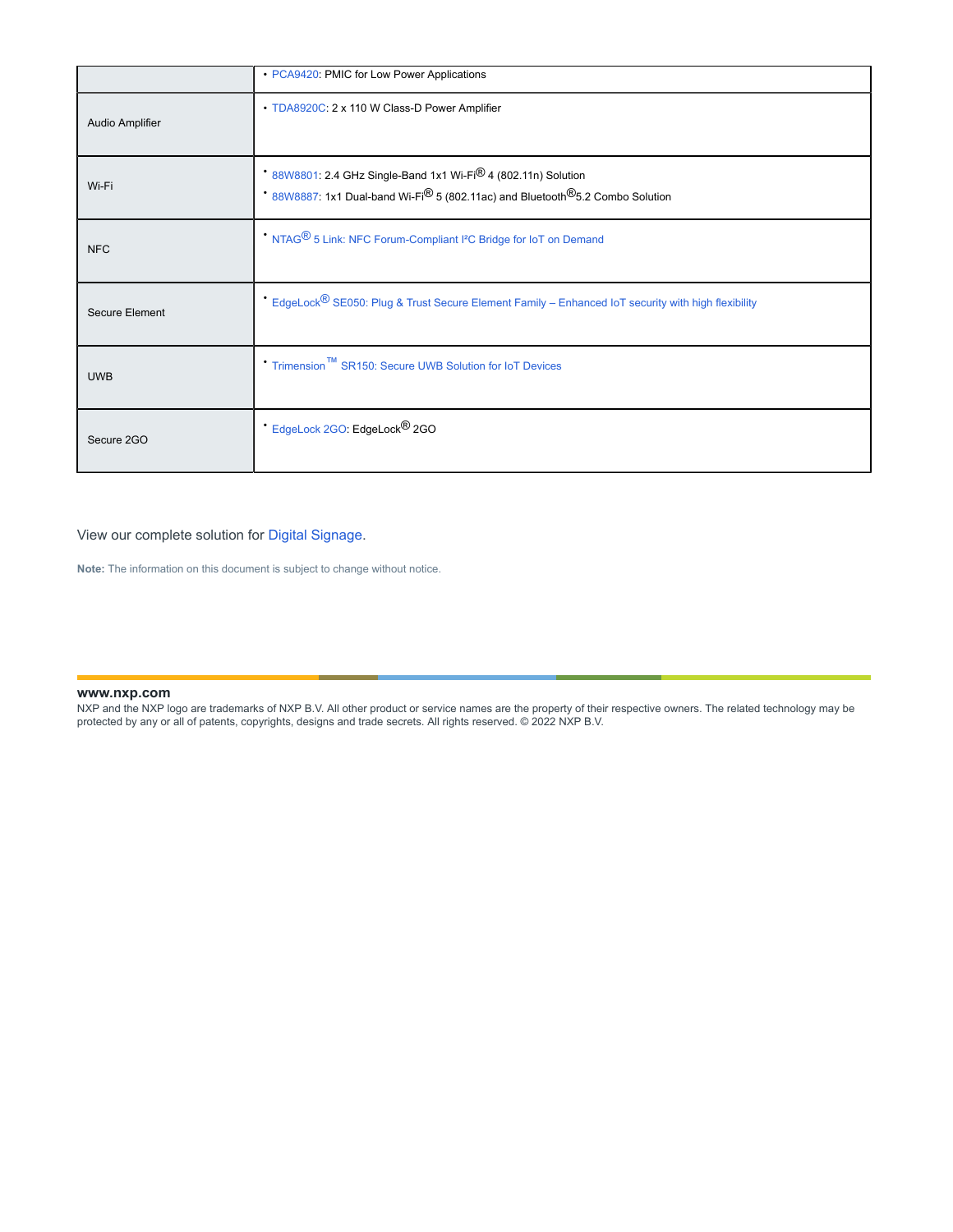| | |
|---|---|
| | • PCA9420: PMIC for Low Power Applications |
| Audio Amplifier | • TDA8920C: 2 x 110 W Class-D Power Amplifier |
| Wi-Fi | • 88W8801: 2.4 GHz Single-Band 1x1 Wi-Fi® 4 (802.11n) Solution<br>• 88W8887: 1x1 Dual-band Wi-Fi® 5 (802.11ac) and Bluetooth®5.2 Combo Solution |
| NFC | • NTAG® 5 Link: NFC Forum-Compliant I²C Bridge for IoT on Demand |
| Secure Element | • EdgeLock® SE050: Plug & Trust Secure Element Family – Enhanced IoT security with high flexibility |
| UWB | • Trimension™ SR150: Secure UWB Solution for IoT Devices |
| Secure 2GO | • EdgeLock 2GO: EdgeLock® 2GO |

View our complete solution for Digital Signage.

**Note:** The information on this document is subject to change without notice.

**www.nxp.com**

NXP and the NXP logo are trademarks of NXP B.V. All other product or service names are the property of their respective owners. The related technology may be protected by any or all of patents, copyrights, designs and trade secrets. All rights reserved. © 2022 NXP B.V.